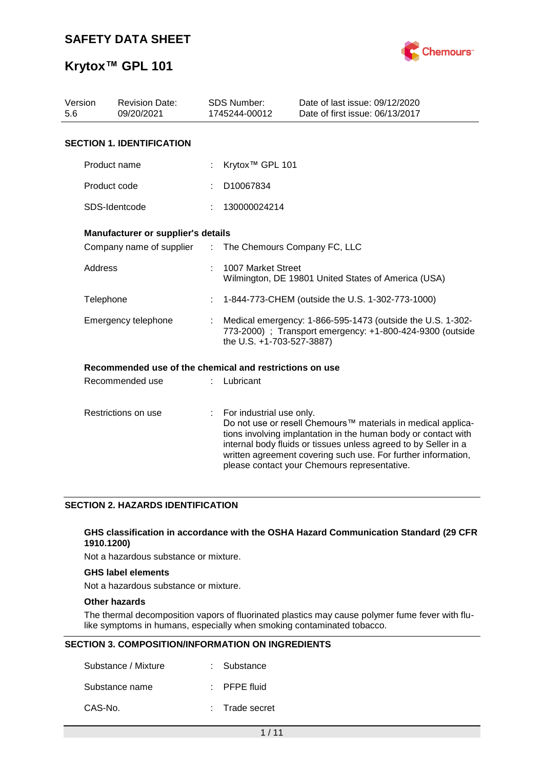# SAFETY DATA SHEET

# Krytox™ GPL 101

| Version | Revision Date: | SDS Number: | Date of last issue: 09/12/2020 |
|---|---|---|---|
| 5.6 | 09/20/2021 | 1745244-00012 | Date of first issue: 06/13/2017 |

## SECTION 1. IDENTIFICATION

| | | |
|---|---|---|
| Product name | : | Krytox™ GPL 101 |
| Product code | : | D10067834 |
| SDS-Identcode | : | 130000024214 |

**Manufacturer or supplier's details**

| | | |
|---|---|---|
| Company name of supplier | : | The Chemours Company FC, LLC |
| Address | : | 1007 Market Street<br>Wilmington, DE 19801 United States of America (USA) |
| Telephone | : | 1-844-773-CHEM (outside the U.S. 1-302-773-1000) |
| Emergency telephone | : | Medical emergency: 1-866-595-1473 (outside the U.S. 1-302-773-2000) ; Transport emergency: +1-800-424-9300 (outside the U.S. +1-703-527-3887) |

**Recommended use of the chemical and restrictions on use**

| | | |
|---|---|---|
| Recommended use | : | Lubricant |
| Restrictions on use | : | For industrial use only.<br>Do not use or resell Chemours™ materials in medical applications involving implantation in the human body or contact with internal body fluids or tissues unless agreed to by Seller in a written agreement covering such use. For further information, please contact your Chemours representative. |

## SECTION 2. HAZARDS IDENTIFICATION

**GHS classification in accordance with the OSHA Hazard Communication Standard (29 CFR 1910.1200)**

Not a hazardous substance or mixture.

**GHS label elements**

Not a hazardous substance or mixture.

**Other hazards**

The thermal decomposition vapors of fluorinated plastics may cause polymer fume fever with flu-like symptoms in humans, especially when smoking contaminated tobacco.

## SECTION 3. COMPOSITION/INFORMATION ON INGREDIENTS

| | | |
|---|---|---|
| Substance / Mixture | : | Substance |
| Substance name | : | PFPE fluid |
| CAS-No. | : | Trade secret |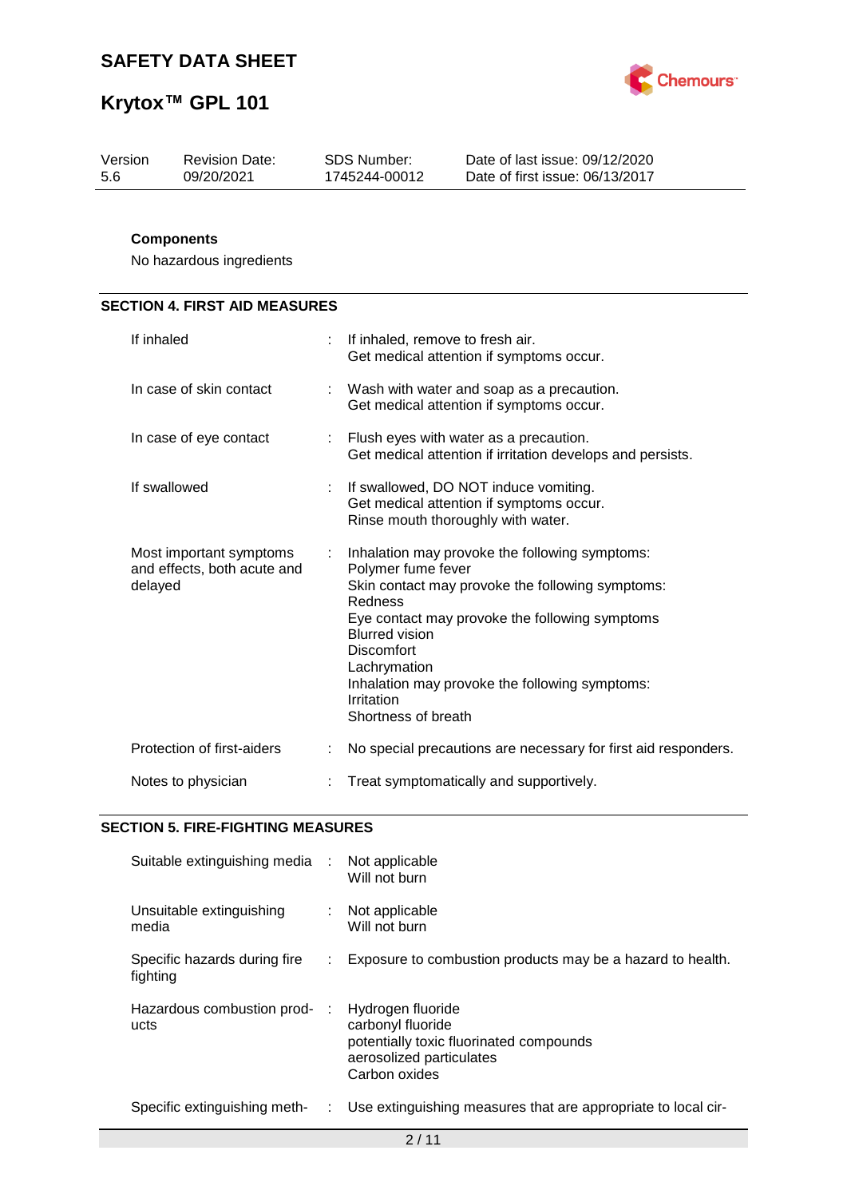### Components

No hazardous ingredients

## SECTION 4. FIRST AID MEASURES

| | |
|---|---|
| If inhaled | : If inhaled, remove to fresh air.<br>Get medical attention if symptoms occur. |
| In case of skin contact | : Wash with water and soap as a precaution.<br>Get medical attention if symptoms occur. |
| In case of eye contact | : Flush eyes with water as a precaution.<br>Get medical attention if irritation develops and persists. |
| If swallowed | : If swallowed, DO NOT induce vomiting.<br>Get medical attention if symptoms occur.<br>Rinse mouth thoroughly with water. |
| Most important symptoms and effects, both acute and delayed | : Inhalation may provoke the following symptoms:<br>Polymer fume fever<br>Skin contact may provoke the following symptoms:<br>Redness<br>Eye contact may provoke the following symptoms<br>Blurred vision<br>Discomfort<br>Lachrymation<br>Inhalation may provoke the following symptoms:<br>Irritation<br>Shortness of breath |
| Protection of first-aiders | : No special precautions are necessary for first aid responders. |
| Notes to physician | : Treat symptomatically and supportively. |

## SECTION 5. FIRE-FIGHTING MEASURES

| | |
|---|---|
| Suitable extinguishing media | : Not applicable<br>Will not burn |
| Unsuitable extinguishing media | : Not applicable<br>Will not burn |
| Specific hazards during fire fighting | : Exposure to combustion products may be a hazard to health. |
| Hazardous combustion products | : Hydrogen fluoride<br>carbonyl fluoride<br>potentially toxic fluorinated compounds<br>aerosolized particulates<br>Carbon oxides |
| Specific extinguishing meth- | : Use extinguishing measures that are appropriate to local cir- |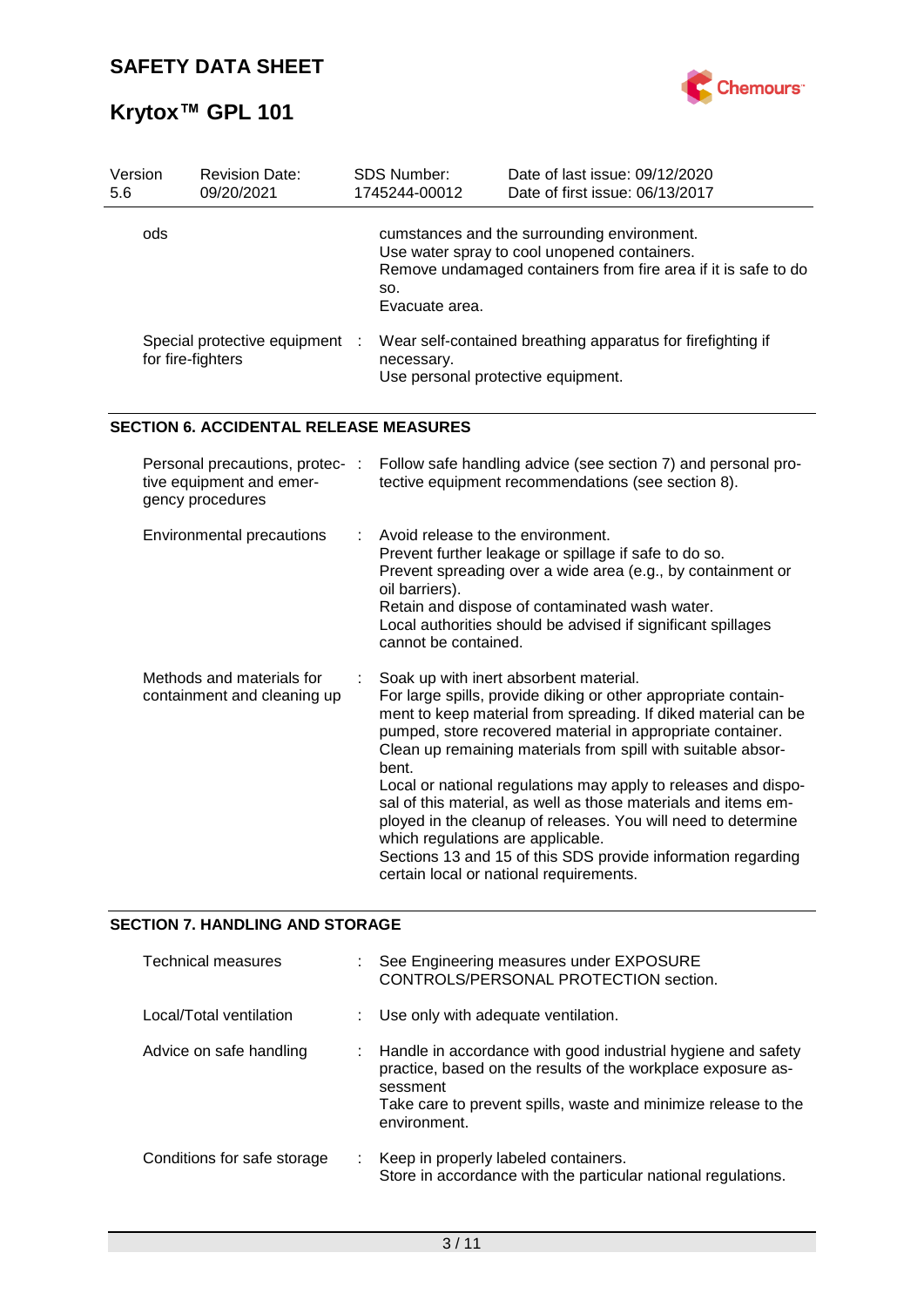| Version 5.6 | Revision Date: 09/20/2021 | SDS Number: 1745244-00012 | Date of last issue: 09/12/2020 Date of first issue: 06/13/2017 |
|---|---|---|---|

ods

cumstances and the surrounding environment.
Use water spray to cool unopened containers.
Remove undamaged containers from fire area if it is safe to do so.
Evacuate area.

Special protective equipment for fire-fighters : Wear self-contained breathing apparatus for firefighting if necessary.
Use personal protective equipment.

## SECTION 6. ACCIDENTAL RELEASE MEASURES

Personal precautions, protective equipment and emergency procedures : Follow safe handling advice (see section 7) and personal protective equipment recommendations (see section 8).

Environmental precautions : Avoid release to the environment.
Prevent further leakage or spillage if safe to do so.
Prevent spreading over a wide area (e.g., by containment or oil barriers).
Retain and dispose of contaminated wash water.
Local authorities should be advised if significant spillages cannot be contained.

Methods and materials for containment and cleaning up : Soak up with inert absorbent material.
For large spills, provide diking or other appropriate containment to keep material from spreading. If diked material can be pumped, store recovered material in appropriate container.
Clean up remaining materials from spill with suitable absorbent.
Local or national regulations may apply to releases and disposal of this material, as well as those materials and items employed in the cleanup of releases. You will need to determine which regulations are applicable.
Sections 13 and 15 of this SDS provide information regarding certain local or national requirements.

## SECTION 7. HANDLING AND STORAGE

Technical measures : See Engineering measures under EXPOSURE CONTROLS/PERSONAL PROTECTION section.

Local/Total ventilation : Use only with adequate ventilation.

Advice on safe handling : Handle in accordance with good industrial hygiene and safety practice, based on the results of the workplace exposure assessment
Take care to prevent spills, waste and minimize release to the environment.

Conditions for safe storage : Keep in properly labeled containers.
Store in accordance with the particular national regulations.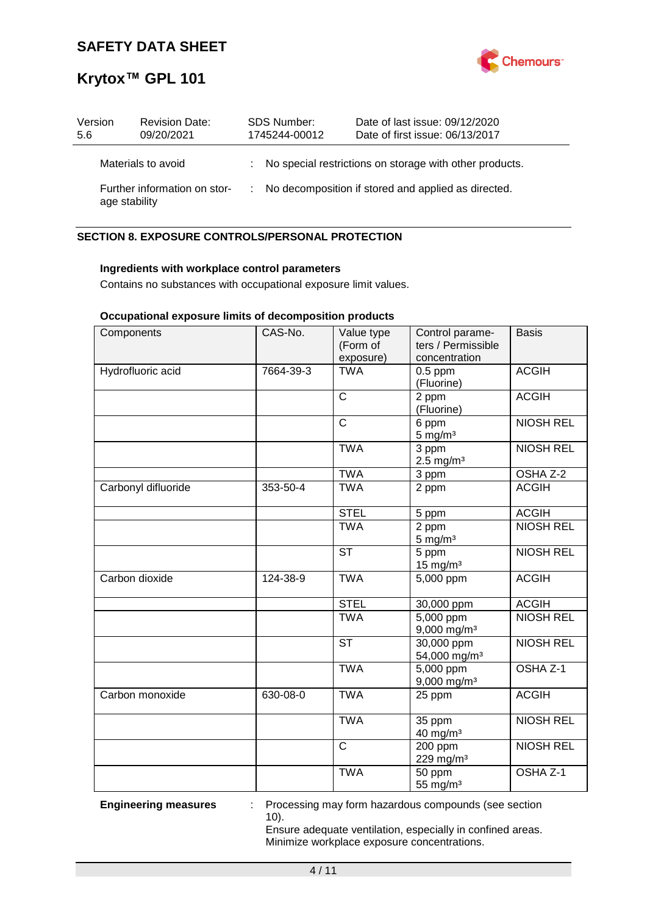| Materials to avoid | : | No special restrictions on storage with other products. |
|---|---|---|
| Further information on storage stability | : | No decomposition if stored and applied as directed. |

## SECTION 8. EXPOSURE CONTROLS/PERSONAL PROTECTION

**Ingredients with workplace control parameters**

Contains no substances with occupational exposure limit values.

**Occupational exposure limits of decomposition products**

| Components | CAS-No. | Value type (Form of exposure) | Control parameters / Permissible concentration | Basis |
|---|---|---|---|---|
| Hydrofluoric acid | 7664-39-3 | TWA | 0.5 ppm (Fluorine) | ACGIH |
| | | C | 2 ppm (Fluorine) | ACGIH |
| | | C | 6 ppm 5 mg/m³ | NIOSH REL |
| | | TWA | 3 ppm 2.5 mg/m³ | NIOSH REL |
| | | TWA | 3 ppm | OSHA Z-2 |
| Carbonyl difluoride | 353-50-4 | TWA | 2 ppm | ACGIH |
| | | STEL | 5 ppm | ACGIH |
| | | TWA | 2 ppm 5 mg/m³ | NIOSH REL |
| | | ST | 5 ppm 15 mg/m³ | NIOSH REL |
| Carbon dioxide | 124-38-9 | TWA | 5,000 ppm | ACGIH |
| | | STEL | 30,000 ppm | ACGIH |
| | | TWA | 5,000 ppm 9,000 mg/m³ | NIOSH REL |
| | | ST | 30,000 ppm 54,000 mg/m³ | NIOSH REL |
| | | TWA | 5,000 ppm 9,000 mg/m³ | OSHA Z-1 |
| Carbon monoxide | 630-08-0 | TWA | 25 ppm | ACGIH |
| | | TWA | 35 ppm 40 mg/m³ | NIOSH REL |
| | | C | 200 ppm 229 mg/m³ | NIOSH REL |
| | | TWA | 50 ppm 55 mg/m³ | OSHA Z-1 |

**Engineering measures** : Processing may form hazardous compounds (see section 10).
Ensure adequate ventilation, especially in confined areas.
Minimize workplace exposure concentrations.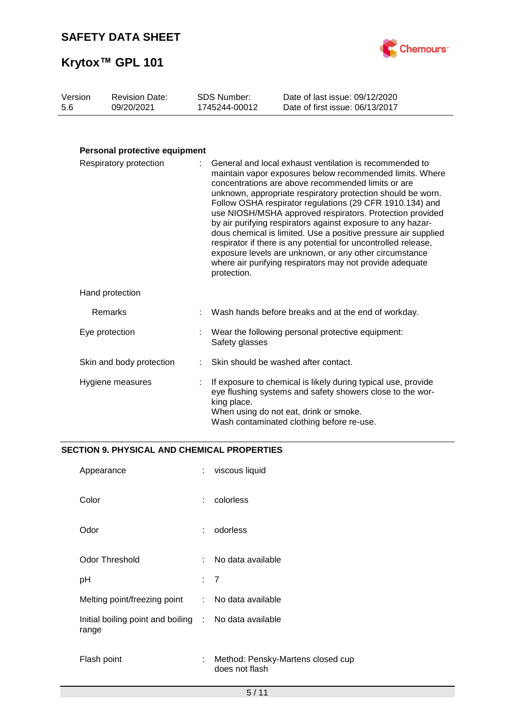### Personal protective equipment

| | | |
|---|---|---|
| Respiratory protection | : | General and local exhaust ventilation is recommended to maintain vapor exposures below recommended limits. Where concentrations are above recommended limits or are unknown, appropriate respiratory protection should be worn. Follow OSHA respirator regulations (29 CFR 1910.134) and use NIOSH/MSHA approved respirators. Protection provided by air purifying respirators against exposure to any hazardous chemical is limited. Use a positive pressure air supplied respirator if there is any potential for uncontrolled release, exposure levels are unknown, or any other circumstance where air purifying respirators may not provide adequate protection. |
| Hand protection | | |
| Remarks | : | Wash hands before breaks and at the end of workday. |
| Eye protection | : | Wear the following personal protective equipment: Safety glasses |
| Skin and body protection | : | Skin should be washed after contact. |
| Hygiene measures | : | If exposure to chemical is likely during typical use, provide eye flushing systems and safety showers close to the working place. When using do not eat, drink or smoke. Wash contaminated clothing before re-use. |

## SECTION 9. PHYSICAL AND CHEMICAL PROPERTIES

| | | |
|---|---|---|
| Appearance | : | viscous liquid |
| Color | : | colorless |
| Odor | : | odorless |
| Odor Threshold | : | No data available |
| pH | : | 7 |
| Melting point/freezing point | : | No data available |
| Initial boiling point and boiling range | : | No data available |
| Flash point | : | Method: Pensky-Martens closed cup does not flash |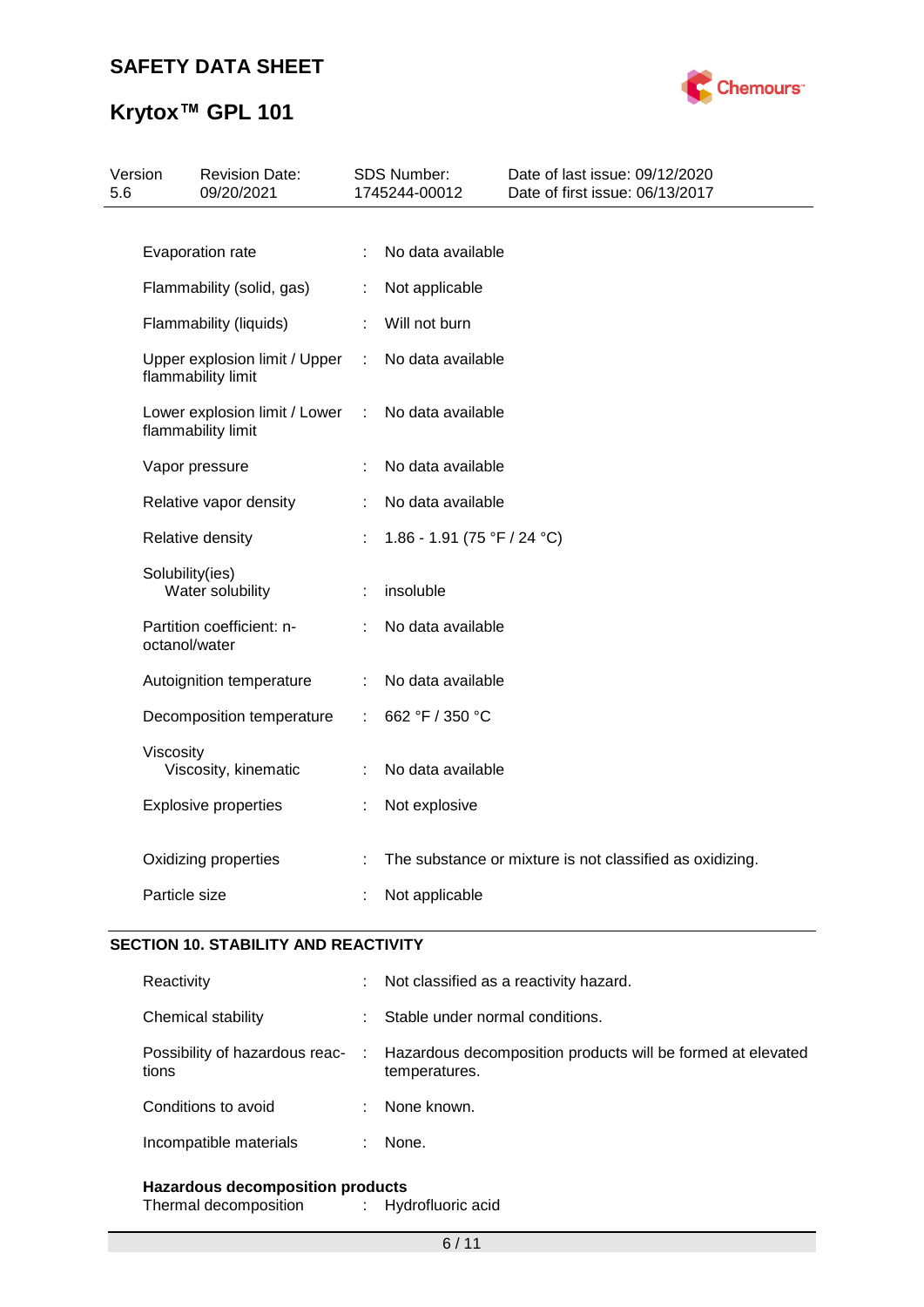| | | |
|---|---|---|
| Evaporation rate | : | No data available |
| Flammability (solid, gas) | : | Not applicable |
| Flammability (liquids) | : | Will not burn |
| Upper explosion limit / Upper flammability limit | : | No data available |
| Lower explosion limit / Lower flammability limit | : | No data available |
| Vapor pressure | : | No data available |
| Relative vapor density | : | No data available |
| Relative density | : | 1.86 - 1.91 (75 °F / 24 °C) |
| Solubility(ies)<br>Water solubility | : | insoluble |
| Partition coefficient: n-octanol/water | : | No data available |
| Autoignition temperature | : | No data available |
| Decomposition temperature | : | 662 °F / 350 °C |
| Viscosity<br>Viscosity, kinematic | : | No data available |
| Explosive properties | : | Not explosive |
| Oxidizing properties | : | The substance or mixture is not classified as oxidizing. |
| Particle size | : | Not applicable |

## SECTION 10. STABILITY AND REACTIVITY

| | | |
|---|---|---|
| Reactivity | : | Not classified as a reactivity hazard. |
| Chemical stability | : | Stable under normal conditions. |
| Possibility of hazardous reactions | : | Hazardous decomposition products will be formed at elevated temperatures. |
| Conditions to avoid | : | None known. |
| Incompatible materials | : | None. |

**Hazardous decomposition products**

| | | |
|---|---|---|
| Thermal decomposition | : | Hydrofluoric acid |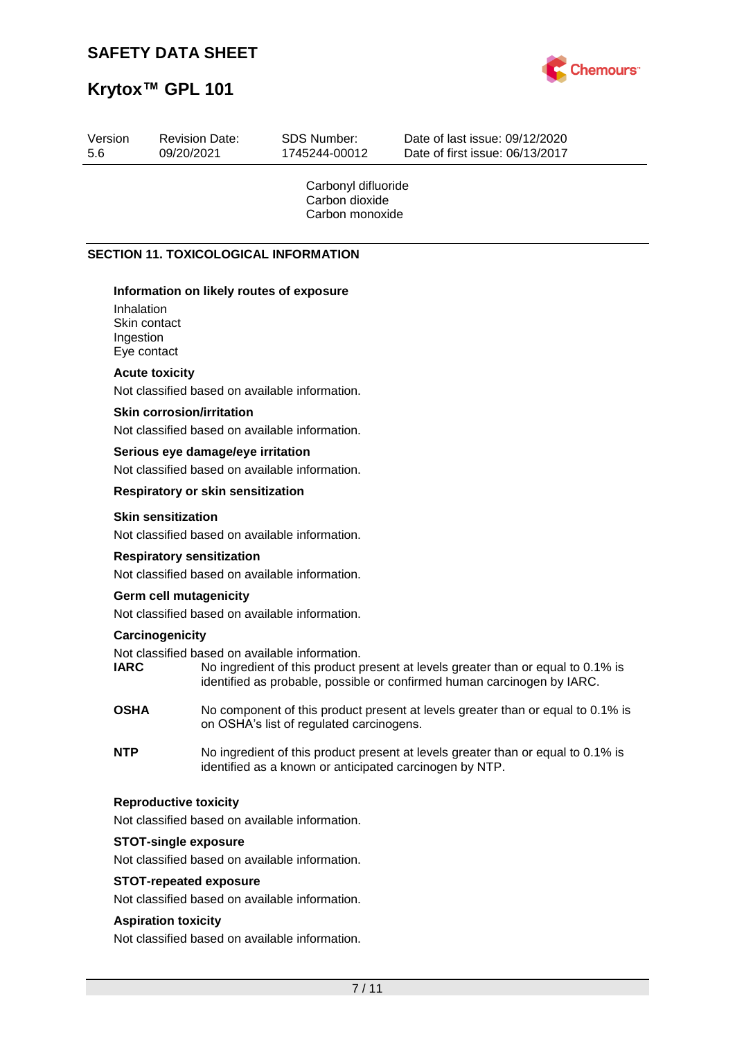Carbonyl difluoride
Carbon dioxide
Carbon monoxide

## SECTION 11. TOXICOLOGICAL INFORMATION

**Information on likely routes of exposure**

Inhalation
Skin contact
Ingestion
Eye contact

**Acute toxicity**

Not classified based on available information.

**Skin corrosion/irritation**

Not classified based on available information.

**Serious eye damage/eye irritation**

Not classified based on available information.

**Respiratory or skin sensitization**

**Skin sensitization**

Not classified based on available information.

**Respiratory sensitization**

Not classified based on available information.

**Germ cell mutagenicity**

Not classified based on available information.

**Carcinogenicity**

Not classified based on available information.

**IARC** No ingredient of this product present at levels greater than or equal to 0.1% is identified as probable, possible or confirmed human carcinogen by IARC.

**OSHA** No component of this product present at levels greater than or equal to 0.1% is on OSHA's list of regulated carcinogens.

**NTP** No ingredient of this product present at levels greater than or equal to 0.1% is identified as a known or anticipated carcinogen by NTP.

**Reproductive toxicity**

Not classified based on available information.

**STOT-single exposure**

Not classified based on available information.

**STOT-repeated exposure**

Not classified based on available information.

**Aspiration toxicity**

Not classified based on available information.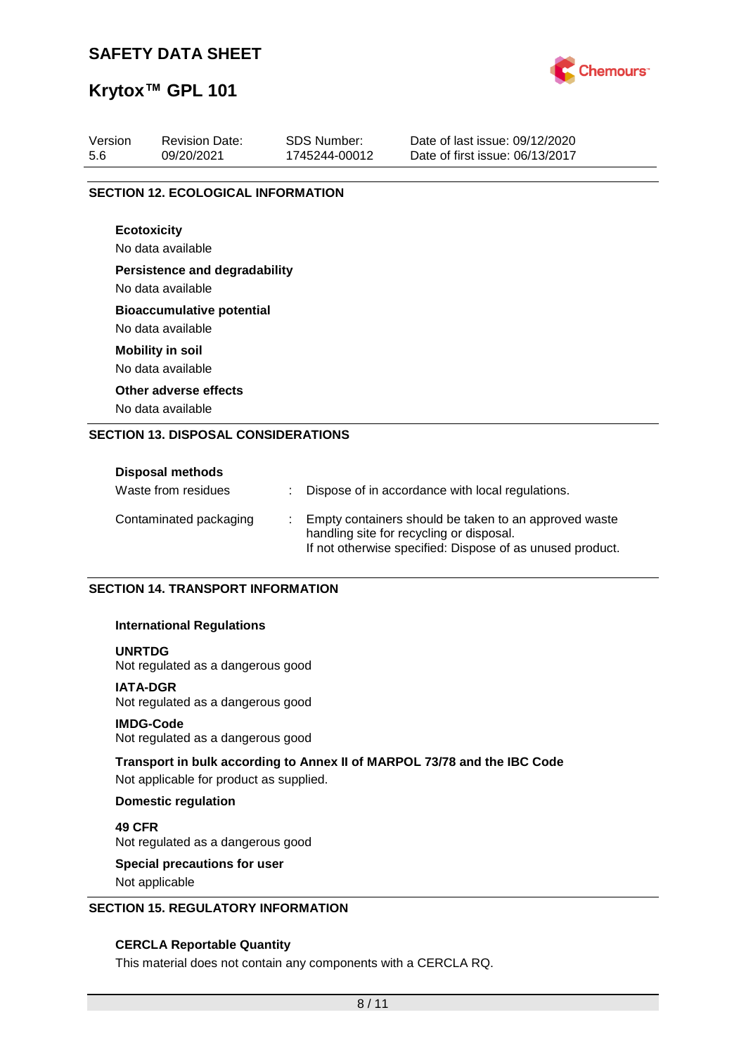## SECTION 12. ECOLOGICAL INFORMATION

**Ecotoxicity**

No data available

**Persistence and degradability**

No data available

**Bioaccumulative potential**

No data available

**Mobility in soil**

No data available

**Other adverse effects**

No data available

## SECTION 13. DISPOSAL CONSIDERATIONS

**Disposal methods**

| | | |
|---|---|---|
| Waste from residues | : | Dispose of in accordance with local regulations. |
| Contaminated packaging | : | Empty containers should be taken to an approved waste handling site for recycling or disposal. If not otherwise specified: Dispose of as unused product. |

## SECTION 14. TRANSPORT INFORMATION

**International Regulations**

**UNRTDG**

Not regulated as a dangerous good

**IATA-DGR**

Not regulated as a dangerous good

**IMDG-Code**

Not regulated as a dangerous good

**Transport in bulk according to Annex II of MARPOL 73/78 and the IBC Code**

Not applicable for product as supplied.

**Domestic regulation**

**49 CFR**

Not regulated as a dangerous good

**Special precautions for user**

Not applicable

## SECTION 15. REGULATORY INFORMATION

**CERCLA Reportable Quantity**

This material does not contain any components with a CERCLA RQ.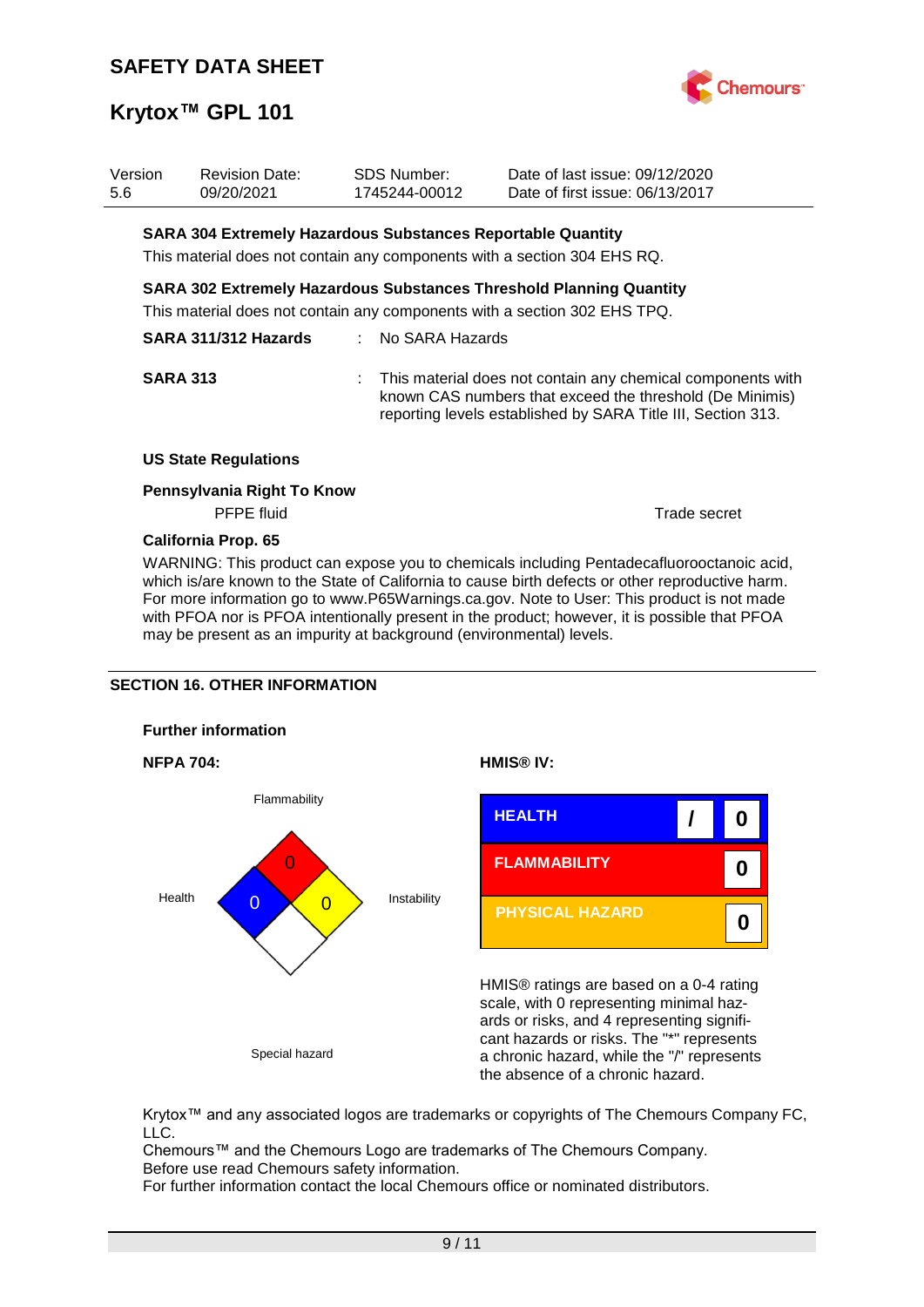**SARA 304 Extremely Hazardous Substances Reportable Quantity**

This material does not contain any components with a section 304 EHS RQ.

**SARA 302 Extremely Hazardous Substances Threshold Planning Quantity**

This material does not contain any components with a section 302 EHS TPQ.

**SARA 311/312 Hazards** : No SARA Hazards

**SARA 313** : This material does not contain any chemical components with known CAS numbers that exceed the threshold (De Minimis) reporting levels established by SARA Title III, Section 313.

**US State Regulations**

**Pennsylvania Right To Know**

| | |
|---|---|
| PFPE fluid | Trade secret |

**California Prop. 65**

WARNING: This product can expose you to chemicals including Pentadecafluorooctanoic acid, which is/are known to the State of California to cause birth defects or other reproductive harm. For more information go to www.P65Warnings.ca.gov. Note to User: This product is not made with PFOA nor is PFOA intentionally present in the product; however, it is possible that PFOA may be present as an impurity at background (environmental) levels.

## SECTION 16. OTHER INFORMATION

**Further information**

**NFPA 704:**

| Flammability | Health | Instability | Special hazard |
|---|---|---|---|
| 0 | 0 | 0 | |

**HMIS® IV:**

| | | |
|---|---|---|
| HEALTH | / | 0 |
| FLAMMABILITY | | 0 |
| PHYSICAL HAZARD | | 0 |

HMIS® ratings are based on a 0-4 rating scale, with 0 representing minimal hazards or risks, and 4 representing significant hazards or risks. The "*" represents a chronic hazard, while the "/" represents the absence of a chronic hazard.

Krytox™ and any associated logos are trademarks or copyrights of The Chemours Company FC, LLC.
Chemours™ and the Chemours Logo are trademarks of The Chemours Company.
Before use read Chemours safety information.
For further information contact the local Chemours office or nominated distributors.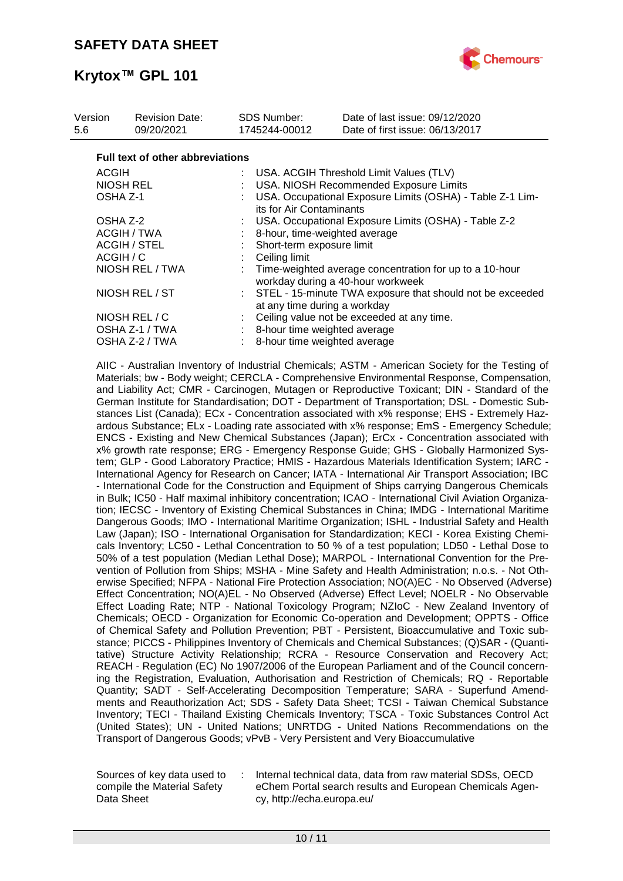| Version | Revision Date: | SDS Number: | Date of last issue: 09/12/2020 |
|---|---|---|---|
| 5.6 | 09/20/2021 | 1745244-00012 | Date of first issue: 06/13/2017 |

**Full text of other abbreviations**

| | | |
|---|---|---|
| ACGIH | : | USA. ACGIH Threshold Limit Values (TLV) |
| NIOSH REL | : | USA. NIOSH Recommended Exposure Limits |
| OSHA Z-1 | : | USA. Occupational Exposure Limits (OSHA) - Table Z-1 Limits for Air Contaminants |
| OSHA Z-2 | : | USA. Occupational Exposure Limits (OSHA) - Table Z-2 |
| ACGIH / TWA | : | 8-hour, time-weighted average |
| ACGIH / STEL | : | Short-term exposure limit |
| ACGIH / C | : | Ceiling limit |
| NIOSH REL / TWA | : | Time-weighted average concentration for up to a 10-hour workday during a 40-hour workweek |
| NIOSH REL / ST | : | STEL - 15-minute TWA exposure that should not be exceeded at any time during a workday |
| NIOSH REL / C | : | Ceiling value not be exceeded at any time. |
| OSHA Z-1 / TWA | : | 8-hour time weighted average |
| OSHA Z-2 / TWA | : | 8-hour time weighted average |

AIIC - Australian Inventory of Industrial Chemicals; ASTM - American Society for the Testing of Materials; bw - Body weight; CERCLA - Comprehensive Environmental Response, Compensation, and Liability Act; CMR - Carcinogen, Mutagen or Reproductive Toxicant; DIN - Standard of the German Institute for Standardisation; DOT - Department of Transportation; DSL - Domestic Substances List (Canada); ECx - Concentration associated with x% response; EHS - Extremely Hazardous Substance; ELx - Loading rate associated with x% response; EmS - Emergency Schedule; ENCS - Existing and New Chemical Substances (Japan); ErCx - Concentration associated with x% growth rate response; ERG - Emergency Response Guide; GHS - Globally Harmonized System; GLP - Good Laboratory Practice; HMIS - Hazardous Materials Identification System; IARC - International Agency for Research on Cancer; IATA - International Air Transport Association; IBC - International Code for the Construction and Equipment of Ships carrying Dangerous Chemicals in Bulk; IC50 - Half maximal inhibitory concentration; ICAO - International Civil Aviation Organization; IECSC - Inventory of Existing Chemical Substances in China; IMDG - International Maritime Dangerous Goods; IMO - International Maritime Organization; ISHL - Industrial Safety and Health Law (Japan); ISO - International Organisation for Standardization; KECI - Korea Existing Chemicals Inventory; LC50 - Lethal Concentration to 50 % of a test population; LD50 - Lethal Dose to 50% of a test population (Median Lethal Dose); MARPOL - International Convention for the Prevention of Pollution from Ships; MSHA - Mine Safety and Health Administration; n.o.s. - Not Otherwise Specified; NFPA - National Fire Protection Association; NO(A)EC - No Observed (Adverse) Effect Concentration; NO(A)EL - No Observed (Adverse) Effect Level; NOELR - No Observable Effect Loading Rate; NTP - National Toxicology Program; NZIoC - New Zealand Inventory of Chemicals; OECD - Organization for Economic Co-operation and Development; OPPTS - Office of Chemical Safety and Pollution Prevention; PBT - Persistent, Bioaccumulative and Toxic substance; PICCS - Philippines Inventory of Chemicals and Chemical Substances; (Q)SAR - (Quantitative) Structure Activity Relationship; RCRA - Resource Conservation and Recovery Act; REACH - Regulation (EC) No 1907/2006 of the European Parliament and of the Council concerning the Registration, Evaluation, Authorisation and Restriction of Chemicals; RQ - Reportable Quantity; SADT - Self-Accelerating Decomposition Temperature; SARA - Superfund Amendments and Reauthorization Act; SDS - Safety Data Sheet; TCSI - Taiwan Chemical Substance Inventory; TECI - Thailand Existing Chemicals Inventory; TSCA - Toxic Substances Control Act (United States); UN - United Nations; UNRTDG - United Nations Recommendations on the Transport of Dangerous Goods; vPvB - Very Persistent and Very Bioaccumulative

| | | |
|---|---|---|
| Sources of key data used to compile the Material Safety Data Sheet | : | Internal technical data, data from raw material SDSs, OECD eChem Portal search results and European Chemicals Agency, http://echa.europa.eu/ |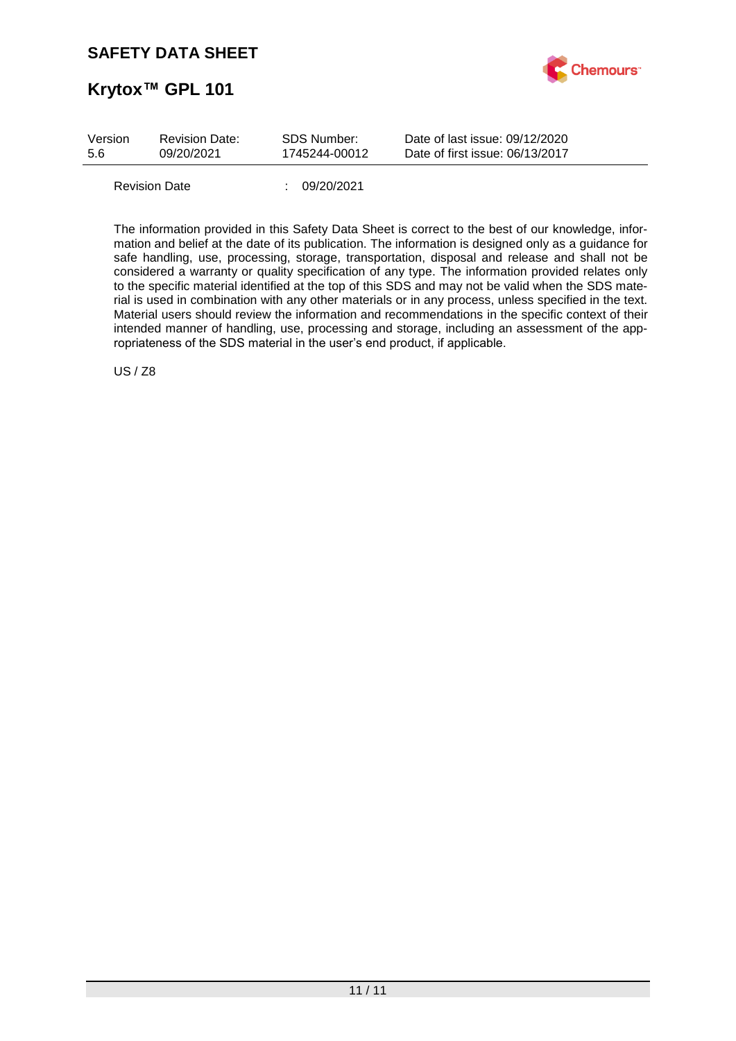Revision Date : 09/20/2021

The information provided in this Safety Data Sheet is correct to the best of our knowledge, information and belief at the date of its publication. The information is designed only as a guidance for safe handling, use, processing, storage, transportation, disposal and release and shall not be considered a warranty or quality specification of any type. The information provided relates only to the specific material identified at the top of this SDS and may not be valid when the SDS material is used in combination with any other materials or in any process, unless specified in the text. Material users should review the information and recommendations in the specific context of their intended manner of handling, use, processing and storage, including an assessment of the appropriateness of the SDS material in the user's end product, if applicable.

US / Z8